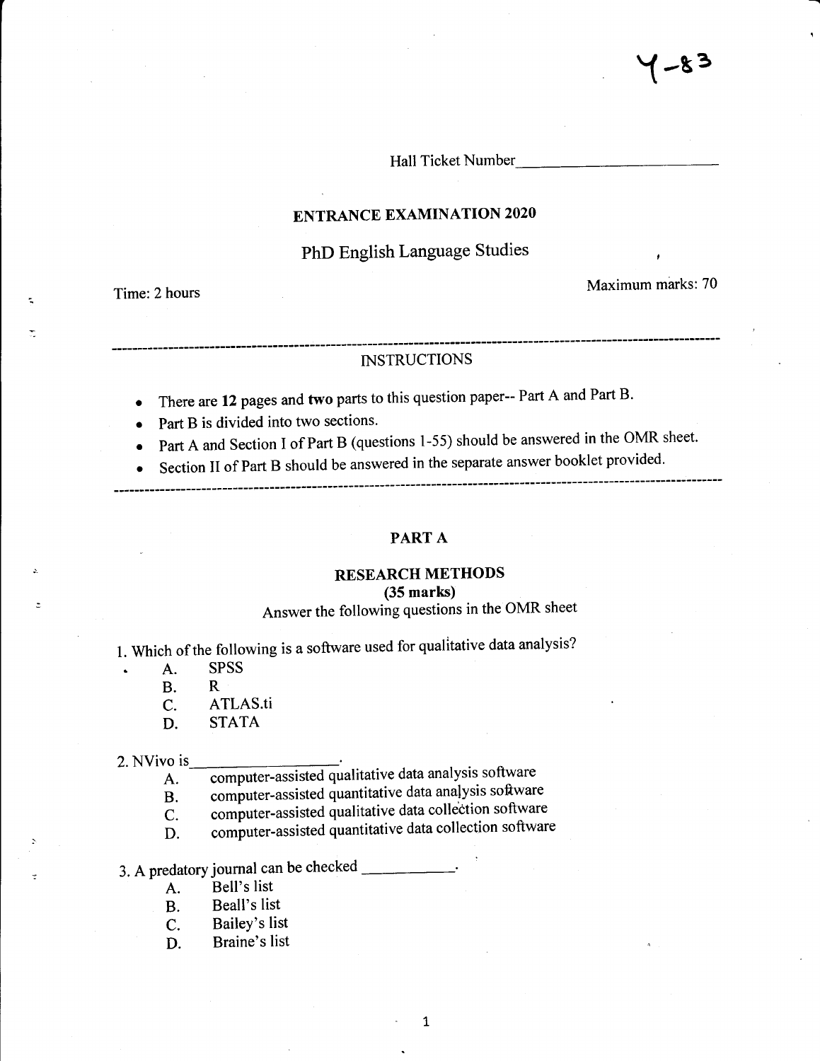Y-83

Hall Ticket Number\_\_\_\_\_\_\_\_\_\_\_\_\_\_\_\_\_\_\_\_\_\_

**ENTRANCE EXAMINATION 2020**

PhD English Language Studies

Time: 2 hours

Maximum marks: 70

INSTRUCTIONS

- There are **12** pages and **two** parts to this question paper-- Part A and Part B.
- Part B is divided into two sections.
- Part A and Section I of Part B (questions 1-55) should be answered in the OMR sheet.
- Section II of Part B should be answered in the separate answer booklet provided.

## PART A

### RESEARCH METHODS
**(35 marks)**

Answer the following questions in the OMR sheet

1. Which of the following is a software used for qualitative data analysis?
   - A. SPSS
   - B. R
   - C. ATLAS.ti
   - D. STATA

2. NVivo is\_\_\_\_\_\_\_\_\_\_\_\_\_\_\_\_\_.
   - A. computer-assisted qualitative data analysis software
   - B. computer-assisted quantitative data analysis software
   - C. computer-assisted qualitative data collection software
   - D. computer-assisted quantitative data collection software

3. A predatory journal can be checked \_\_\_\_\_\_\_\_\_\_\_.
   - A. Bell's list
   - B. Beall's list
   - C. Bailey's list
   - D. Braine's list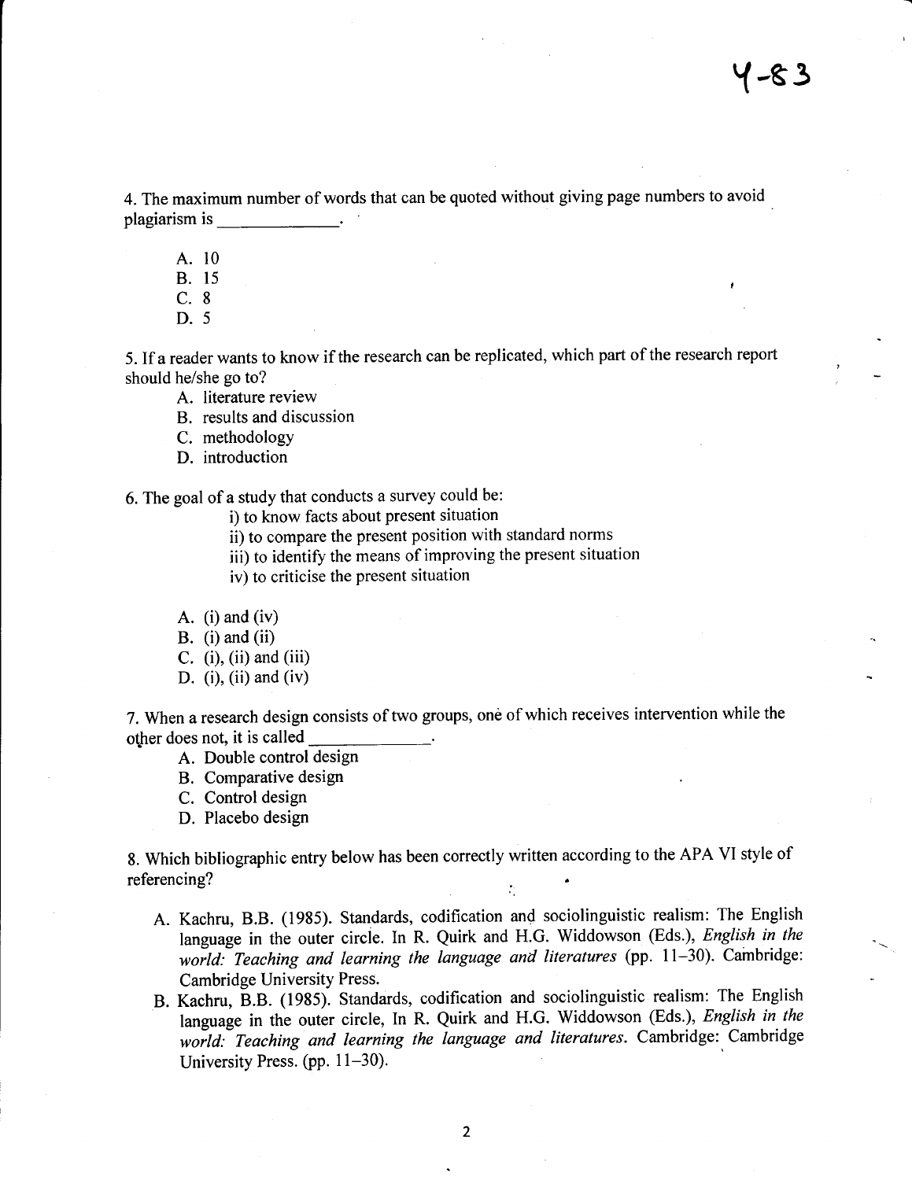4-83

4. The maximum number of words that can be quoted without giving page numbers to avoid plagiarism is ______________.

A. 10
B. 15
C. 8
D. 5

5. If a reader wants to know if the research can be replicated, which part of the research report should he/she go to?

A. literature review
B. results and discussion
C. methodology
D. introduction

6. The goal of a study that conducts a survey could be:

i) to know facts about present situation
ii) to compare the present position with standard norms
iii) to identify the means of improving the present situation
iv) to criticise the present situation

A. (i) and (iv)
B. (i) and (ii)
C. (i), (ii) and (iii)
D. (i), (ii) and (iv)

7. When a research design consists of two groups, one of which receives intervention while the other does not, it is called ______________.

A. Double control design
B. Comparative design
C. Control design
D. Placebo design

8. Which bibliographic entry below has been correctly written according to the APA VI style of referencing?

A. Kachru, B.B. (1985). Standards, codification and sociolinguistic realism: The English language in the outer circle. In R. Quirk and H.G. Widdowson (Eds.), *English in the world: Teaching and learning the language and literatures* (pp. 11–30). Cambridge: Cambridge University Press.
B. Kachru, B.B. (1985). Standards, codification and sociolinguistic realism: The English language in the outer circle, In R. Quirk and H.G. Widdowson (Eds.), *English in the world: Teaching and learning the language and literatures*. Cambridge: Cambridge University Press. (pp. 11–30).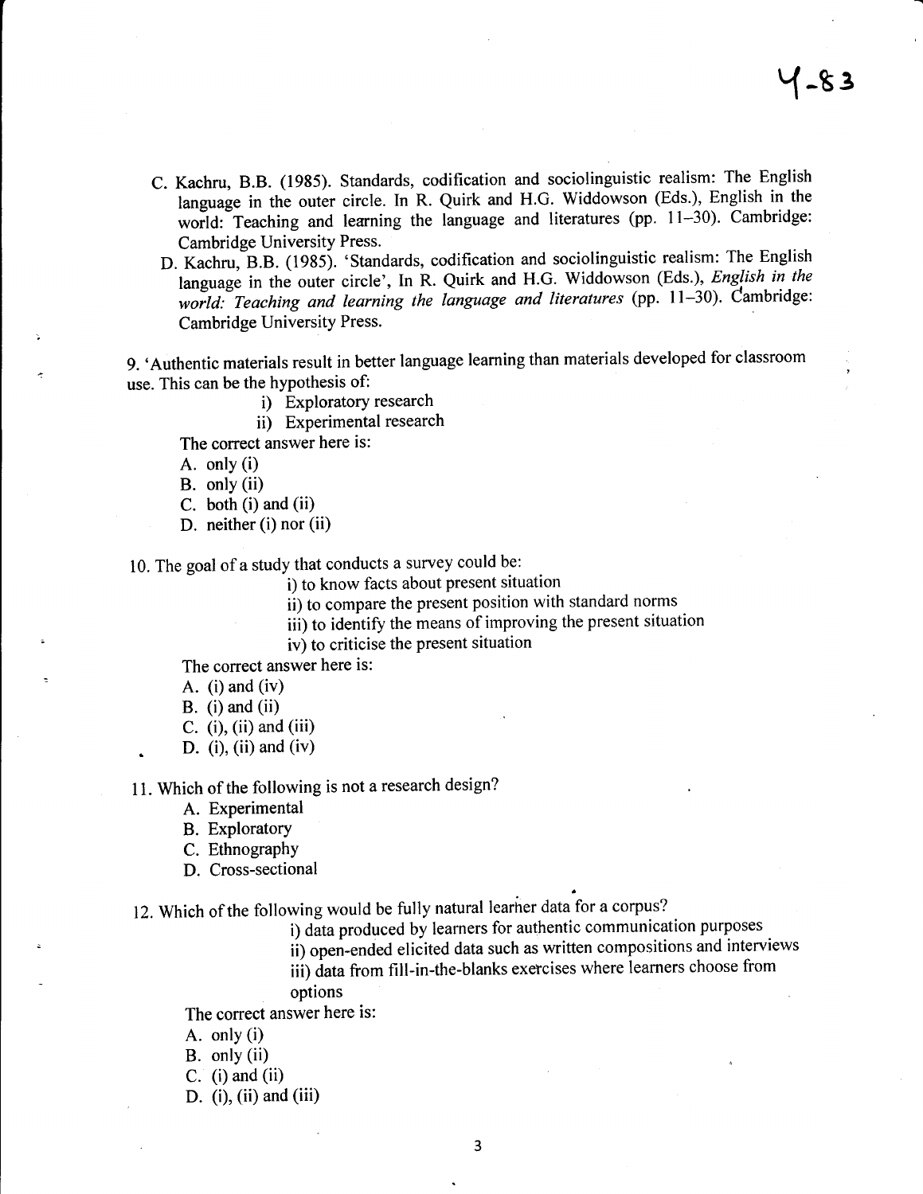C. Kachru, B.B. (1985). Standards, codification and sociolinguistic realism: The English language in the outer circle. In R. Quirk and H.G. Widdowson (Eds.), English in the world: Teaching and learning the language and literatures (pp. 11–30). Cambridge: Cambridge University Press.

D. Kachru, B.B. (1985). 'Standards, codification and sociolinguistic realism: The English language in the outer circle', In R. Quirk and H.G. Widdowson (Eds.), *English in the world: Teaching and learning the language and literatures* (pp. 11–30). Cambridge: Cambridge University Press.

9. 'Authentic materials result in better language learning than materials developed for classroom use. This can be the hypothesis of:

i) Exploratory research
ii) Experimental research

The correct answer here is:

A. only (i)
B. only (ii)
C. both (i) and (ii)
D. neither (i) nor (ii)

10. The goal of a study that conducts a survey could be:

i) to know facts about present situation
ii) to compare the present position with standard norms
iii) to identify the means of improving the present situation
iv) to criticise the present situation

The correct answer here is:

A. (i) and (iv)
B. (i) and (ii)
C. (i), (ii) and (iii)
D. (i), (ii) and (iv)

11. Which of the following is not a research design?

A. Experimental
B. Exploratory
C. Ethnography
D. Cross-sectional

12. Which of the following would be fully natural learner data for a corpus?

i) data produced by learners for authentic communication purposes
ii) open-ended elicited data such as written compositions and interviews
iii) data from fill-in-the-blanks exercises where learners choose from options

The correct answer here is:

A. only (i)
B. only (ii)
C. (i) and (ii)
D. (i), (ii) and (iii)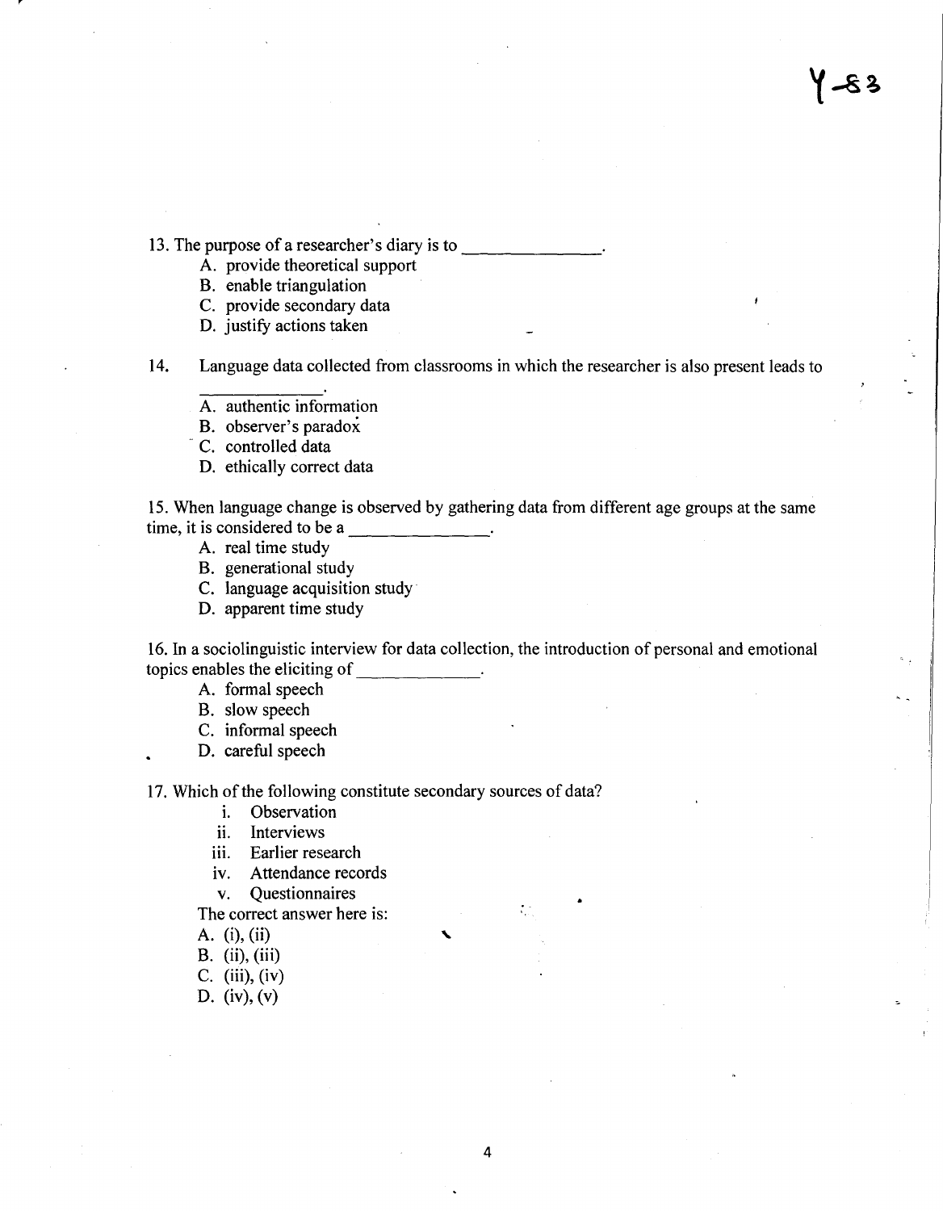13. The purpose of a researcher's diary is to _______________.

   A. provide theoretical support
   B. enable triangulation
   C. provide secondary data
   D. justify actions taken

14. Language data collected from classrooms in which the researcher is also present leads to _____________.

   A. authentic information
   B. observer's paradox
   C. controlled data
   D. ethically correct data

15. When language change is observed by gathering data from different age groups at the same time, it is considered to be a _______________.

   A. real time study
   B. generational study
   C. language acquisition study
   D. apparent time study

16. In a sociolinguistic interview for data collection, the introduction of personal and emotional topics enables the eliciting of _____________.

   A. formal speech
   B. slow speech
   C. informal speech
   D. careful speech

17. Which of the following constitute secondary sources of data?

   i. Observation
   ii. Interviews
   iii. Earlier research
   iv. Attendance records
   v. Questionnaires

   The correct answer here is:

   A. (i), (ii)
   B. (ii), (iii)
   C. (iii), (iv)
   D. (iv), (v)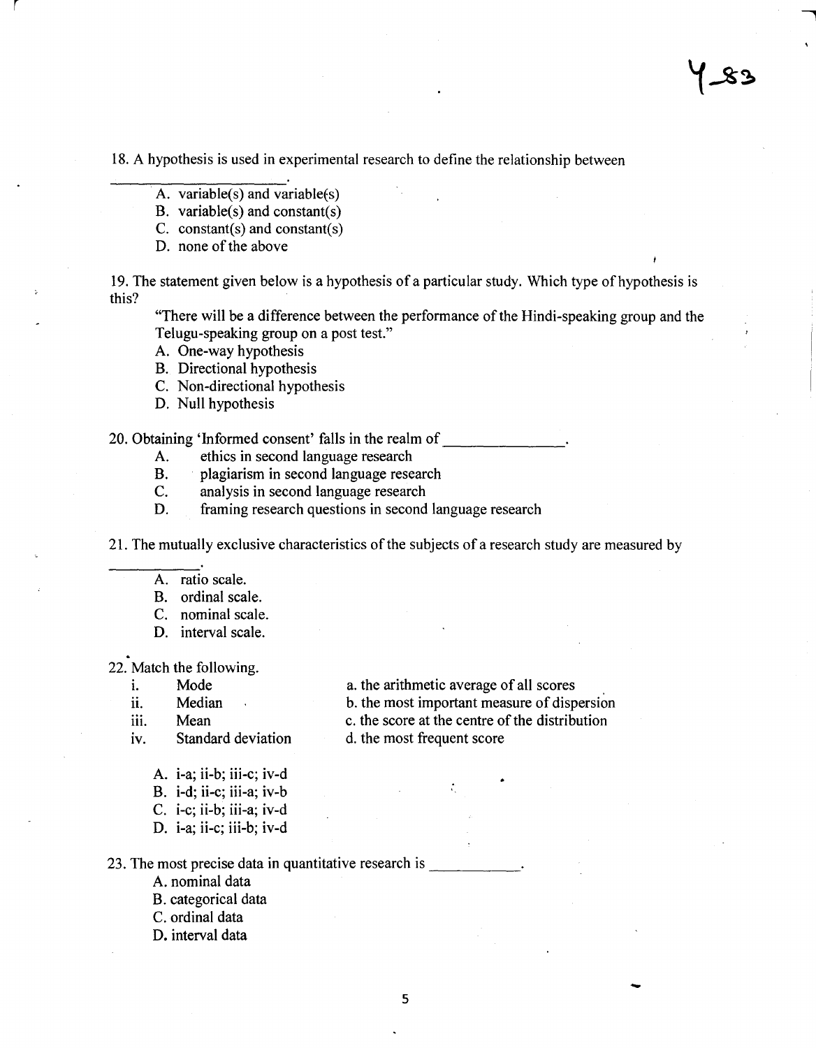18. A hypothesis is used in experimental research to define the relationship between ____________________.

A. variable(s) and variable(s)
B. variable(s) and constant(s)
C. constant(s) and constant(s)
D. none of the above

19. The statement given below is a hypothesis of a particular study. Which type of hypothesis is this?

"There will be a difference between the performance of the Hindi-speaking group and the Telugu-speaking group on a post test."

A. One-way hypothesis
B. Directional hypothesis
C. Non-directional hypothesis
D. Null hypothesis

20. Obtaining 'Informed consent' falls in the realm of ______________.

A. ethics in second language research
B. plagiarism in second language research
C. analysis in second language research
D. framing research questions in second language research

21. The mutually exclusive characteristics of the subjects of a research study are measured by __________.

A. ratio scale.
B. ordinal scale.
C. nominal scale.
D. interval scale.

22. Match the following.

| | | |
|---|---|---|
| i. | Mode | a. the arithmetic average of all scores |
| ii. | Median | b. the most important measure of dispersion |
| iii. | Mean | c. the score at the centre of the distribution |
| iv. | Standard deviation | d. the most frequent score |

A. i-a; ii-b; iii-c; iv-d
B. i-d; ii-c; iii-a; iv-b
C. i-c; ii-b; iii-a; iv-d
D. i-a; ii-c; iii-b; iv-d

23. The most precise data in quantitative research is __________.

A. nominal data
B. categorical data
C. ordinal data
D. interval data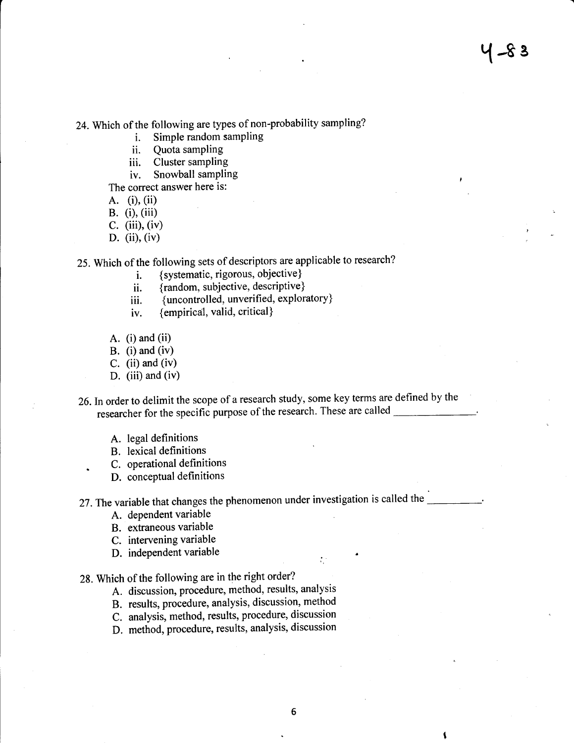4-83

24. Which of the following are types of non-probability sampling?

    i. Simple random sampling
    ii. Quota sampling
    iii. Cluster sampling
    iv. Snowball sampling

    The correct answer here is:

    A. (i), (ii)
    B. (i), (iii)
    C. (iii), (iv)
    D. (ii), (iv)

25. Which of the following sets of descriptors are applicable to research?

    i. {systematic, rigorous, objective}
    ii. {random, subjective, descriptive}
    iii. {uncontrolled, unverified, exploratory}
    iv. {empirical, valid, critical}

    A. (i) and (ii)
    B. (i) and (iv)
    C. (ii) and (iv)
    D. (iii) and (iv)

26. In order to delimit the scope of a research study, some key terms are defined by the researcher for the specific purpose of the research. These are called _______________.

    A. legal definitions
    B. lexical definitions
    C. operational definitions
    D. conceptual definitions

27. The variable that changes the phenomenon under investigation is called the __________.

    A. dependent variable
    B. extraneous variable
    C. intervening variable
    D. independent variable

28. Which of the following are in the right order?

    A. discussion, procedure, method, results, analysis
    B. results, procedure, analysis, discussion, method
    C. analysis, method, results, procedure, discussion
    D. method, procedure, results, analysis, discussion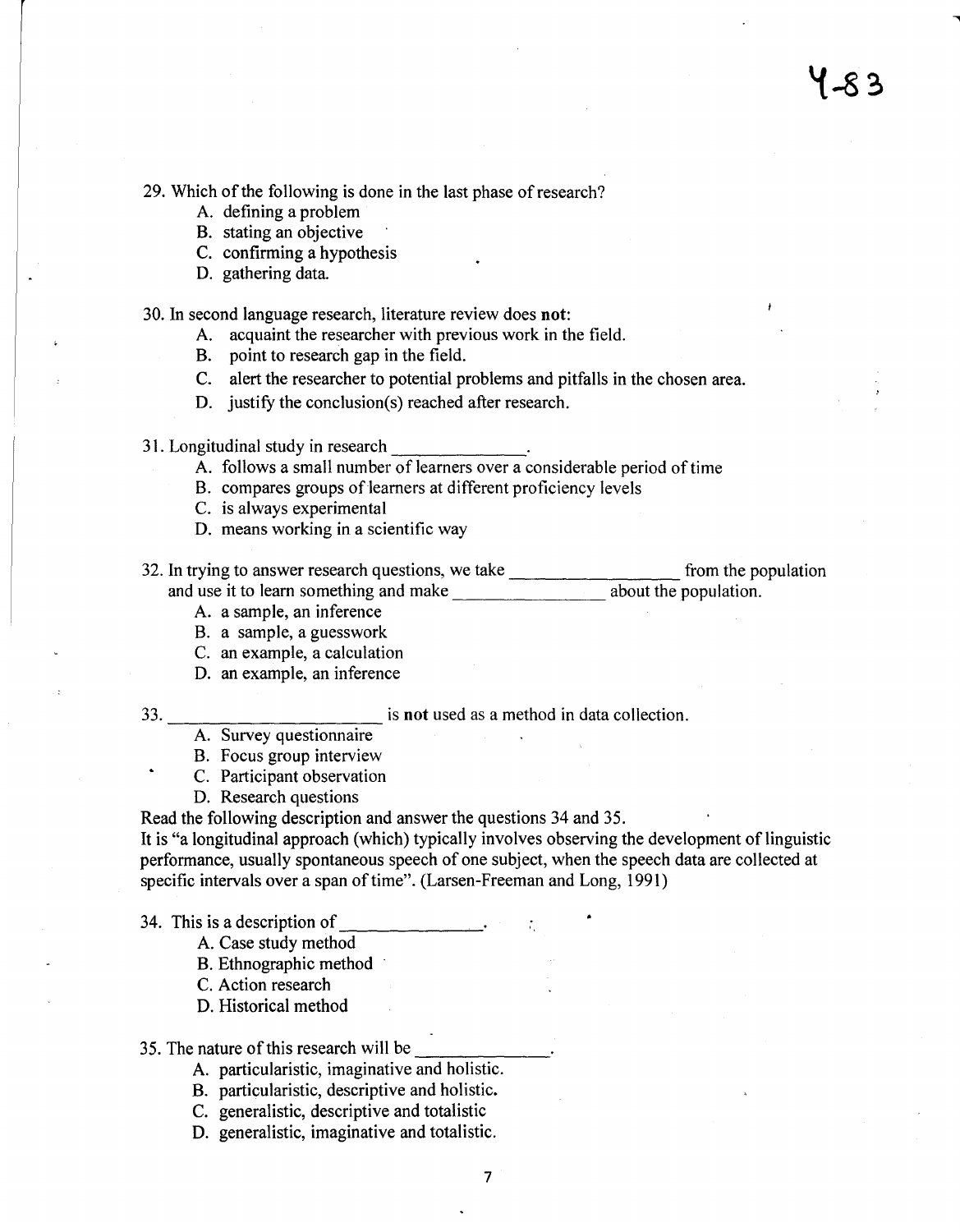4-83

29. Which of the following is done in the last phase of research?
    A. defining a problem
    B. stating an objective
    C. confirming a hypothesis
    D. gathering data.

30. In second language research, literature review does **not**:
    A. acquaint the researcher with previous work in the field.
    B. point to research gap in the field.
    C. alert the researcher to potential problems and pitfalls in the chosen area.
    D. justify the conclusion(s) reached after research.

31. Longitudinal study in research _____________.
    A. follows a small number of learners over a considerable period of time
    B. compares groups of learners at different proficiency levels
    C. is always experimental
    D. means working in a scientific way

32. In trying to answer research questions, we take _________________ from the population and use it to learn something and make _______________ about the population.
    A. a sample, an inference
    B. a sample, a guesswork
    C. an example, a calculation
    D. an example, an inference

33. ______________________ is **not** used as a method in data collection.
    A. Survey questionnaire
    B. Focus group interview
    C. Participant observation
    D. Research questions

Read the following description and answer the questions 34 and 35.

It is "a longitudinal approach (which) typically involves observing the development of linguistic performance, usually spontaneous speech of one subject, when the speech data are collected at specific intervals over a span of time". (Larsen-Freeman and Long, 1991)

34. This is a description of _______________.
    A. Case study method
    B. Ethnographic method
    C. Action research
    D. Historical method

35. The nature of this research will be _____________.
    A. particularistic, imaginative and holistic.
    B. particularistic, descriptive and holistic.
    C. generalistic, descriptive and totalistic
    D. generalistic, imaginative and totalistic.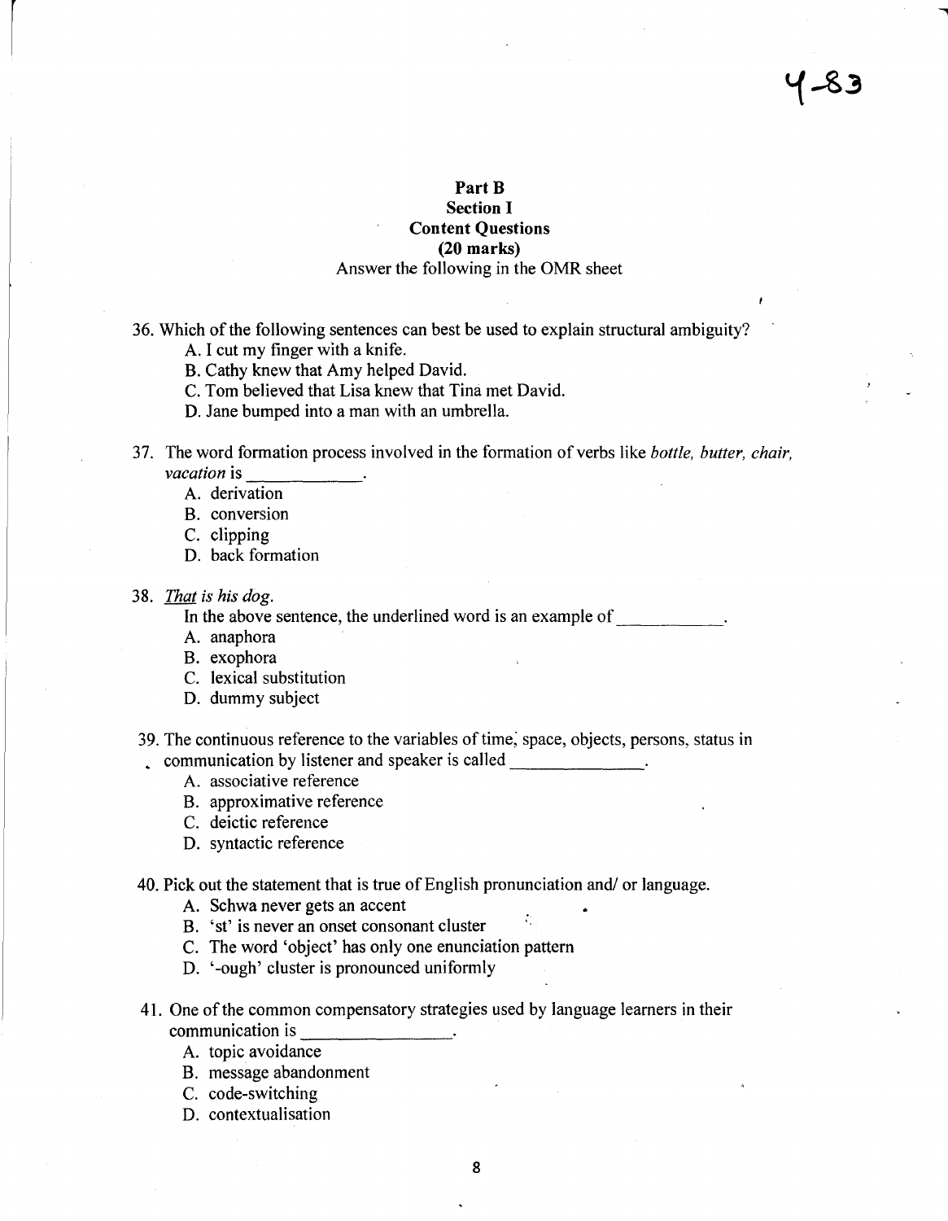4-83

**Part B**
**Section I**
**Content Questions**
**(20 marks)**

Answer the following in the OMR sheet

36. Which of the following sentences can best be used to explain structural ambiguity?
    - A. I cut my finger with a knife.
    - B. Cathy knew that Amy helped David.
    - C. Tom believed that Lisa knew that Tina met David.
    - D. Jane bumped into a man with an umbrella.

37. The word formation process involved in the formation of verbs like *bottle, butter, chair, vacation* is ____________.
    - A. derivation
    - B. conversion
    - C. clipping
    - D. back formation

38. *That is his dog.*
    In the above sentence, the underlined word is an example of ___________.
    - A. anaphora
    - B. exophora
    - C. lexical substitution
    - D. dummy subject

39. The continuous reference to the variables of time, space, objects, persons, status in communication by listener and speaker is called ______________.
    - A. associative reference
    - B. approximative reference
    - C. deictic reference
    - D. syntactic reference

40. Pick out the statement that is true of English pronunciation and/ or language.
    - A. Schwa never gets an accent
    - B. 'st' is never an onset consonant cluster
    - C. The word 'object' has only one enunciation pattern
    - D. '-ough' cluster is pronounced uniformly

41. One of the common compensatory strategies used by language learners in their communication is ________________.
    - A. topic avoidance
    - B. message abandonment
    - C. code-switching
    - D. contextualisation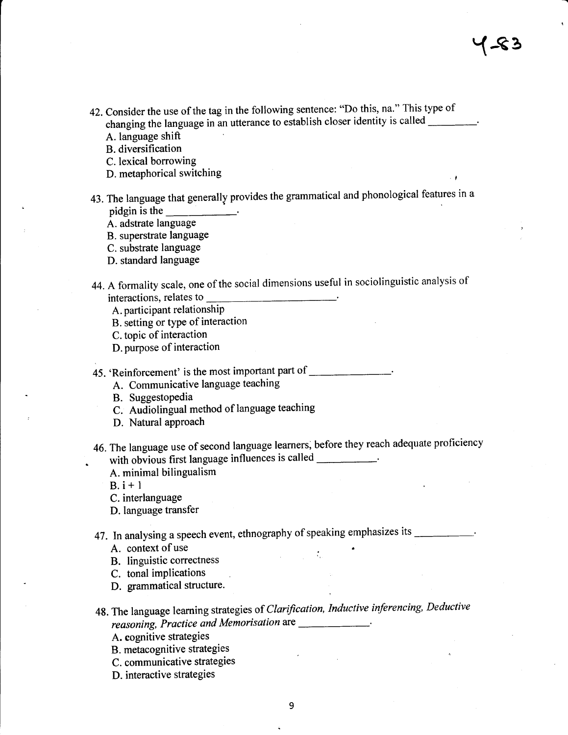4-83

42. Consider the use of the tag in the following sentence: "Do this, na." This type of changing the language in an utterance to establish closer identity is called ________.
    A. language shift
    B. diversification
    C. lexical borrowing
    D. metaphorical switching

43. The language that generally provides the grammatical and phonological features in a pidgin is the ____________.
    A. adstrate language
    B. superstrate language
    C. substrate language
    D. standard language

44. A formality scale, one of the social dimensions useful in sociolinguistic analysis of interactions, relates to ______________________.
    A. participant relationship
    B. setting or type of interaction
    C. topic of interaction
    D. purpose of interaction

45. 'Reinforcement' is the most important part of ______________.
    A. Communicative language teaching
    B. Suggestopedia
    C. Audiolingual method of language teaching
    D. Natural approach

46. The language use of second language learners, before they reach adequate proficiency with obvious first language influences is called __________.
    A. minimal bilingualism
    B. i + 1
    C. interlanguage
    D. language transfer

47. In analysing a speech event, ethnography of speaking emphasizes its __________.
    A. context of use
    B. linguistic correctness
    C. tonal implications
    D. grammatical structure.

48. The language learning strategies of *Clarification, Inductive inferencing, Deductive reasoning, Practice and Memorisation* are ____________.
    A. cognitive strategies
    B. metacognitive strategies
    C. communicative strategies
    D. interactive strategies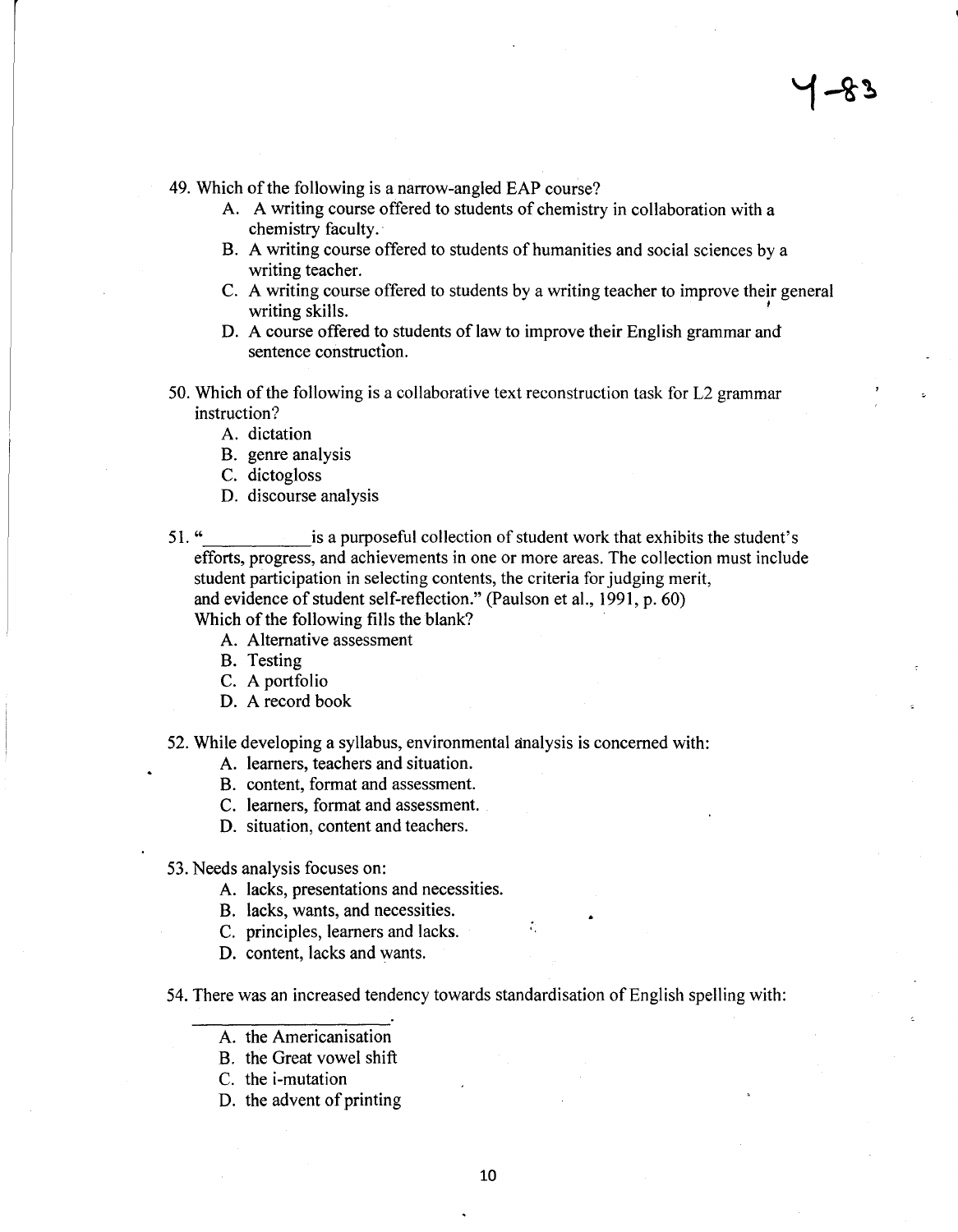49. Which of the following is a narrow-angled EAP course?
    A. A writing course offered to students of chemistry in collaboration with a chemistry faculty.
    B. A writing course offered to students of humanities and social sciences by a writing teacher.
    C. A writing course offered to students by a writing teacher to improve their general writing skills.
    D. A course offered to students of law to improve their English grammar and sentence construction.

50. Which of the following is a collaborative text reconstruction task for L2 grammar instruction?
    A. dictation
    B. genre analysis
    C. dictogloss
    D. discourse analysis

51. "____________ is a purposeful collection of student work that exhibits the student's efforts, progress, and achievements in one or more areas. The collection must include student participation in selecting contents, the criteria for judging merit, and evidence of student self-reflection." (Paulson et al., 1991, p. 60)
    Which of the following fills the blank?
    A. Alternative assessment
    B. Testing
    C. A portfolio
    D. A record book

52. While developing a syllabus, environmental analysis is concerned with:
    A. learners, teachers and situation.
    B. content, format and assessment.
    C. learners, format and assessment.
    D. situation, content and teachers.

53. Needs analysis focuses on:
    A. lacks, presentations and necessities.
    B. lacks, wants, and necessities.
    C. principles, learners and lacks.
    D. content, lacks and wants.

54. There was an increased tendency towards standardisation of English spelling with: ____________.
    A. the Americanisation
    B. the Great vowel shift
    C. the i-mutation
    D. the advent of printing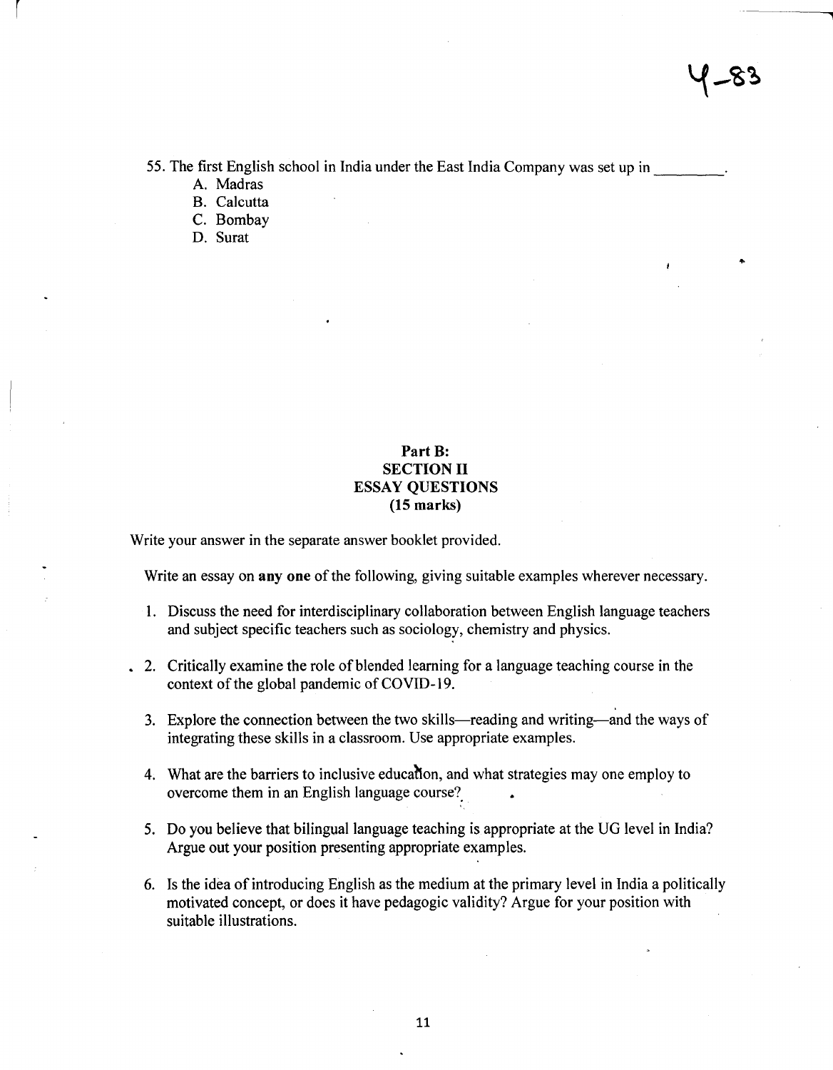4-83

55. The first English school in India under the East India Company was set up in ________.
    A. Madras
    B. Calcutta
    C. Bombay
    D. Surat

## Part B:
## SECTION II
## ESSAY QUESTIONS
## (15 marks)

Write your answer in the separate answer booklet provided.

Write an essay on **any one** of the following, giving suitable examples wherever necessary.

1. Discuss the need for interdisciplinary collaboration between English language teachers and subject specific teachers such as sociology, chemistry and physics.
2. Critically examine the role of blended learning for a language teaching course in the context of the global pandemic of COVID-19.
3. Explore the connection between the two skills—reading and writing—and the ways of integrating these skills in a classroom. Use appropriate examples.
4. What are the barriers to inclusive education, and what strategies may one employ to overcome them in an English language course?
5. Do you believe that bilingual language teaching is appropriate at the UG level in India? Argue out your position presenting appropriate examples.
6. Is the idea of introducing English as the medium at the primary level in India a politically motivated concept, or does it have pedagogic validity? Argue for your position with suitable illustrations.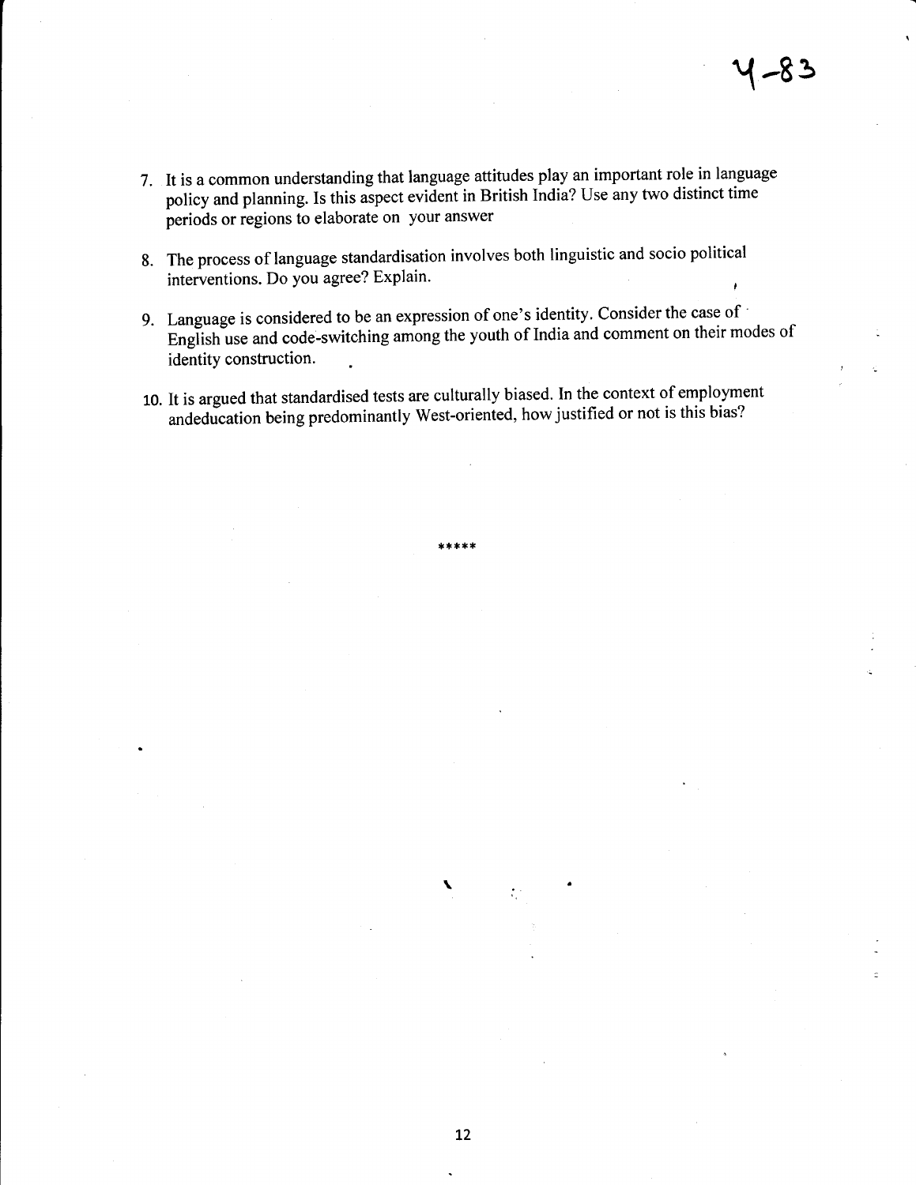4-83

7. It is a common understanding that language attitudes play an important role in language policy and planning. Is this aspect evident in British India? Use any two distinct time periods or regions to elaborate on your answer

8. The process of language standardisation involves both linguistic and socio political interventions. Do you agree? Explain.

9. Language is considered to be an expression of one's identity. Consider the case of English use and code-switching among the youth of India and comment on their modes of identity construction.

10. It is argued that standardised tests are culturally biased. In the context of employment andeducation being predominantly West-oriented, how justified or not is this bias?

*****